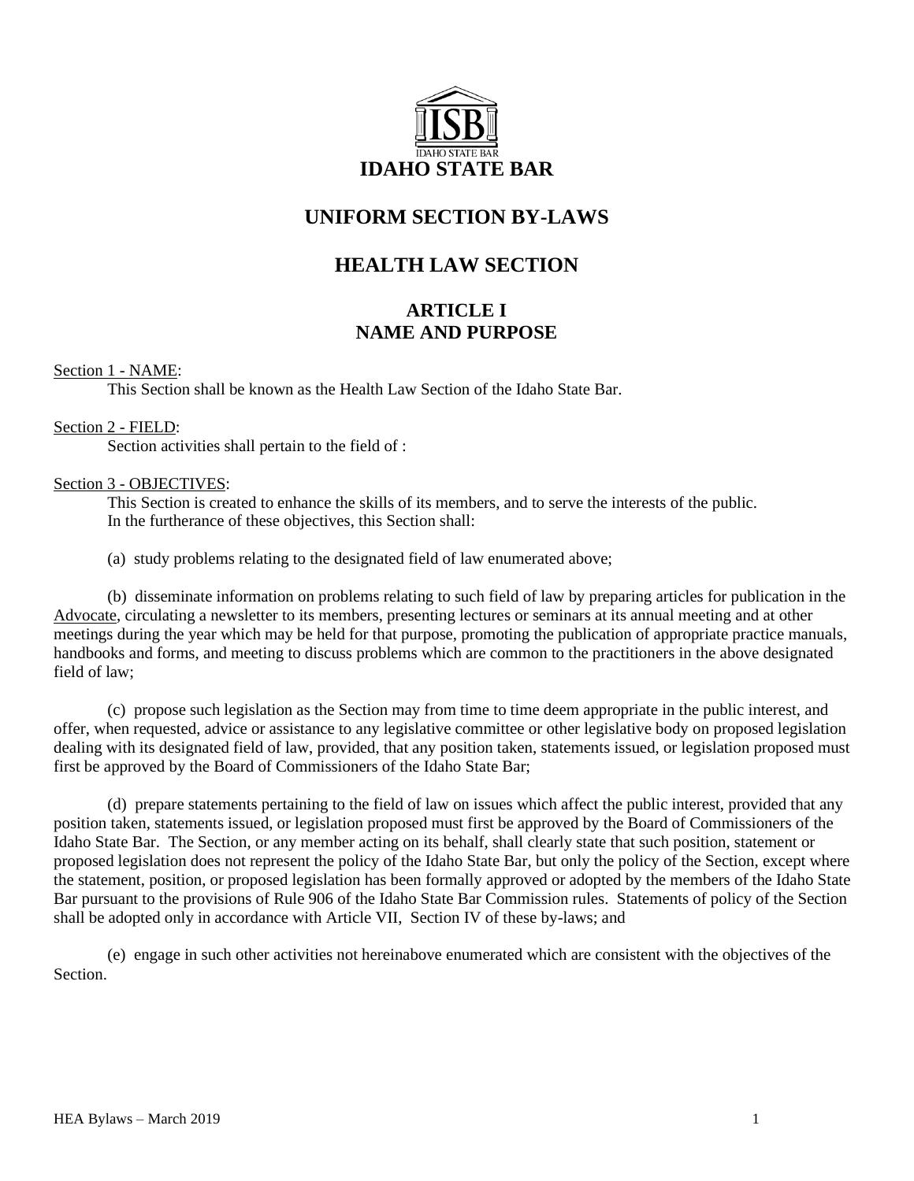# IDAHO STATE BAR

## UNIFORM SECTION BY-LAWS

## HEALTH LAW SECTION

### ARTICLE I
### NAME AND PURPOSE

Section 1 - NAME:

This Section shall be known as the Health Law Section of the Idaho State Bar.

Section 2 - FIELD:

Section activities shall pertain to the field of :

Section 3 - OBJECTIVES:

This Section is created to enhance the skills of its members, and to serve the interests of the public. In the furtherance of these objectives, this Section shall:

(a) study problems relating to the designated field of law enumerated above;

(b) disseminate information on problems relating to such field of law by preparing articles for publication in the Advocate, circulating a newsletter to its members, presenting lectures or seminars at its annual meeting and at other meetings during the year which may be held for that purpose, promoting the publication of appropriate practice manuals, handbooks and forms, and meeting to discuss problems which are common to the practitioners in the above designated field of law;

(c) propose such legislation as the Section may from time to time deem appropriate in the public interest, and offer, when requested, advice or assistance to any legislative committee or other legislative body on proposed legislation dealing with its designated field of law, provided, that any position taken, statements issued, or legislation proposed must first be approved by the Board of Commissioners of the Idaho State Bar;

(d) prepare statements pertaining to the field of law on issues which affect the public interest, provided that any position taken, statements issued, or legislation proposed must first be approved by the Board of Commissioners of the Idaho State Bar. The Section, or any member acting on its behalf, shall clearly state that such position, statement or proposed legislation does not represent the policy of the Idaho State Bar, but only the policy of the Section, except where the statement, position, or proposed legislation has been formally approved or adopted by the members of the Idaho State Bar pursuant to the provisions of Rule 906 of the Idaho State Bar Commission rules. Statements of policy of the Section shall be adopted only in accordance with Article VII, Section IV of these by-laws; and

(e) engage in such other activities not hereinabove enumerated which are consistent with the objectives of the Section.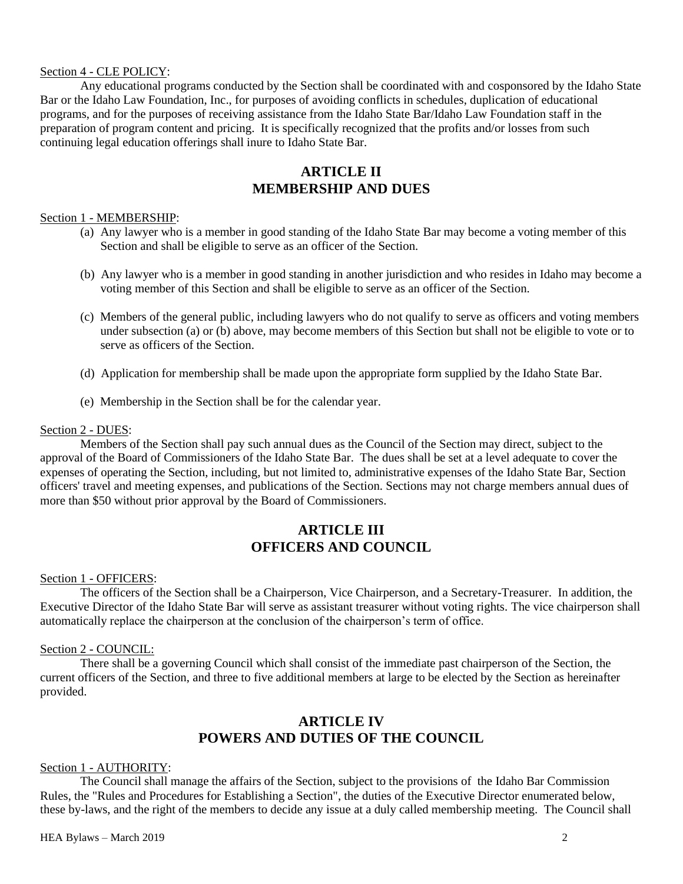Section 4 - CLE POLICY:

Any educational programs conducted by the Section shall be coordinated with and cosponsored by the Idaho State Bar or the Idaho Law Foundation, Inc., for purposes of avoiding conflicts in schedules, duplication of educational programs, and for the purposes of receiving assistance from the Idaho State Bar/Idaho Law Foundation staff in the preparation of program content and pricing. It is specifically recognized that the profits and/or losses from such continuing legal education offerings shall inure to Idaho State Bar.

## ARTICLE II
## MEMBERSHIP AND DUES

Section 1 - MEMBERSHIP:

(a) Any lawyer who is a member in good standing of the Idaho State Bar may become a voting member of this Section and shall be eligible to serve as an officer of the Section.

(b) Any lawyer who is a member in good standing in another jurisdiction and who resides in Idaho may become a voting member of this Section and shall be eligible to serve as an officer of the Section.

(c) Members of the general public, including lawyers who do not qualify to serve as officers and voting members under subsection (a) or (b) above, may become members of this Section but shall not be eligible to vote or to serve as officers of the Section.

(d) Application for membership shall be made upon the appropriate form supplied by the Idaho State Bar.

(e) Membership in the Section shall be for the calendar year.

Section 2 - DUES:

Members of the Section shall pay such annual dues as the Council of the Section may direct, subject to the approval of the Board of Commissioners of the Idaho State Bar. The dues shall be set at a level adequate to cover the expenses of operating the Section, including, but not limited to, administrative expenses of the Idaho State Bar, Section officers' travel and meeting expenses, and publications of the Section. Sections may not charge members annual dues of more than $50 without prior approval by the Board of Commissioners.

## ARTICLE III
## OFFICERS AND COUNCIL

Section 1 - OFFICERS:

The officers of the Section shall be a Chairperson, Vice Chairperson, and a Secretary-Treasurer. In addition, the Executive Director of the Idaho State Bar will serve as assistant treasurer without voting rights. The vice chairperson shall automatically replace the chairperson at the conclusion of the chairperson's term of office.

Section 2 - COUNCIL:

There shall be a governing Council which shall consist of the immediate past chairperson of the Section, the current officers of the Section, and three to five additional members at large to be elected by the Section as hereinafter provided.

## ARTICLE IV
## POWERS AND DUTIES OF THE COUNCIL

Section 1 - AUTHORITY:

The Council shall manage the affairs of the Section, subject to the provisions of the Idaho Bar Commission Rules, the "Rules and Procedures for Establishing a Section", the duties of the Executive Director enumerated below, these by-laws, and the right of the members to decide any issue at a duly called membership meeting. The Council shall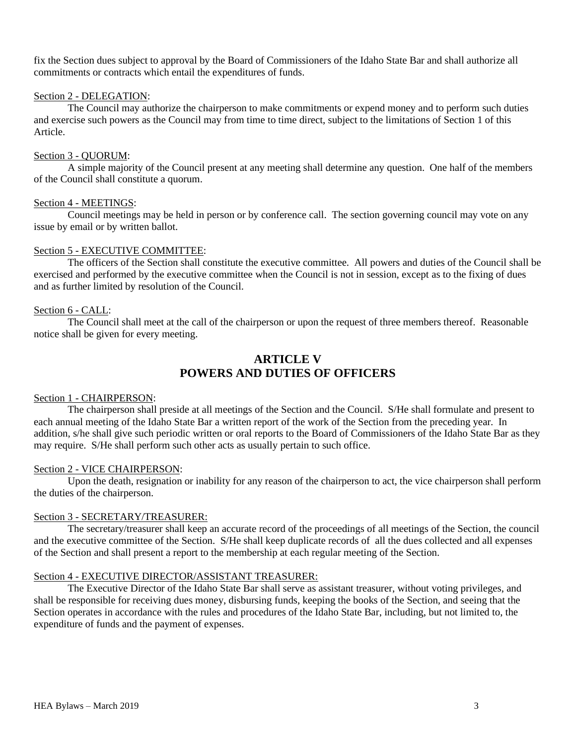fix the Section dues subject to approval by the Board of Commissioners of the Idaho State Bar and shall authorize all commitments or contracts which entail the expenditures of funds.

Section 2 - DELEGATION:

The Council may authorize the chairperson to make commitments or expend money and to perform such duties and exercise such powers as the Council may from time to time direct, subject to the limitations of Section 1 of this Article.

Section 3 - QUORUM:

A simple majority of the Council present at any meeting shall determine any question. One half of the members of the Council shall constitute a quorum.

Section 4 - MEETINGS:

Council meetings may be held in person or by conference call. The section governing council may vote on any issue by email or by written ballot.

Section 5 - EXECUTIVE COMMITTEE:

The officers of the Section shall constitute the executive committee. All powers and duties of the Council shall be exercised and performed by the executive committee when the Council is not in session, except as to the fixing of dues and as further limited by resolution of the Council.

Section 6 - CALL:

The Council shall meet at the call of the chairperson or upon the request of three members thereof. Reasonable notice shall be given for every meeting.

## ARTICLE V
## POWERS AND DUTIES OF OFFICERS

Section 1 - CHAIRPERSON:

The chairperson shall preside at all meetings of the Section and the Council. S/He shall formulate and present to each annual meeting of the Idaho State Bar a written report of the work of the Section from the preceding year. In addition, s/he shall give such periodic written or oral reports to the Board of Commissioners of the Idaho State Bar as they may require. S/He shall perform such other acts as usually pertain to such office.

Section 2 - VICE CHAIRPERSON:

Upon the death, resignation or inability for any reason of the chairperson to act, the vice chairperson shall perform the duties of the chairperson.

Section 3 - SECRETARY/TREASURER:

The secretary/treasurer shall keep an accurate record of the proceedings of all meetings of the Section, the council and the executive committee of the Section. S/He shall keep duplicate records of all the dues collected and all expenses of the Section and shall present a report to the membership at each regular meeting of the Section.

Section 4 - EXECUTIVE DIRECTOR/ASSISTANT TREASURER:

The Executive Director of the Idaho State Bar shall serve as assistant treasurer, without voting privileges, and shall be responsible for receiving dues money, disbursing funds, keeping the books of the Section, and seeing that the Section operates in accordance with the rules and procedures of the Idaho State Bar, including, but not limited to, the expenditure of funds and the payment of expenses.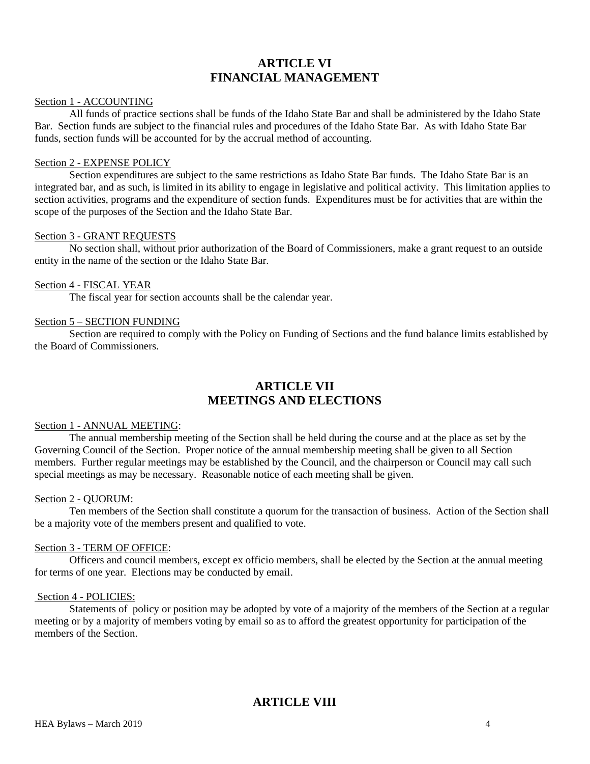# ARTICLE VI
# FINANCIAL MANAGEMENT

Section 1 - ACCOUNTING

All funds of practice sections shall be funds of the Idaho State Bar and shall be administered by the Idaho State Bar. Section funds are subject to the financial rules and procedures of the Idaho State Bar. As with Idaho State Bar funds, section funds will be accounted for by the accrual method of accounting.

Section 2 - EXPENSE POLICY

Section expenditures are subject to the same restrictions as Idaho State Bar funds. The Idaho State Bar is an integrated bar, and as such, is limited in its ability to engage in legislative and political activity. This limitation applies to section activities, programs and the expenditure of section funds. Expenditures must be for activities that are within the scope of the purposes of the Section and the Idaho State Bar.

Section 3 - GRANT REQUESTS

No section shall, without prior authorization of the Board of Commissioners, make a grant request to an outside entity in the name of the section or the Idaho State Bar.

Section 4 - FISCAL YEAR

The fiscal year for section accounts shall be the calendar year.

Section 5 – SECTION FUNDING

Section are required to comply with the Policy on Funding of Sections and the fund balance limits established by the Board of Commissioners.

# ARTICLE VII
# MEETINGS AND ELECTIONS

Section 1 - ANNUAL MEETING:

The annual membership meeting of the Section shall be held during the course and at the place as set by the Governing Council of the Section. Proper notice of the annual membership meeting shall be given to all Section members. Further regular meetings may be established by the Council, and the chairperson or Council may call such special meetings as may be necessary. Reasonable notice of each meeting shall be given.

Section 2 - QUORUM:

Ten members of the Section shall constitute a quorum for the transaction of business. Action of the Section shall be a majority vote of the members present and qualified to vote.

Section 3 - TERM OF OFFICE:

Officers and council members, except ex officio members, shall be elected by the Section at the annual meeting for terms of one year. Elections may be conducted by email.

Section 4 - POLICIES:

Statements of policy or position may be adopted by vote of a majority of the members of the Section at a regular meeting or by a majority of members voting by email so as to afford the greatest opportunity for participation of the members of the Section.

# ARTICLE VIII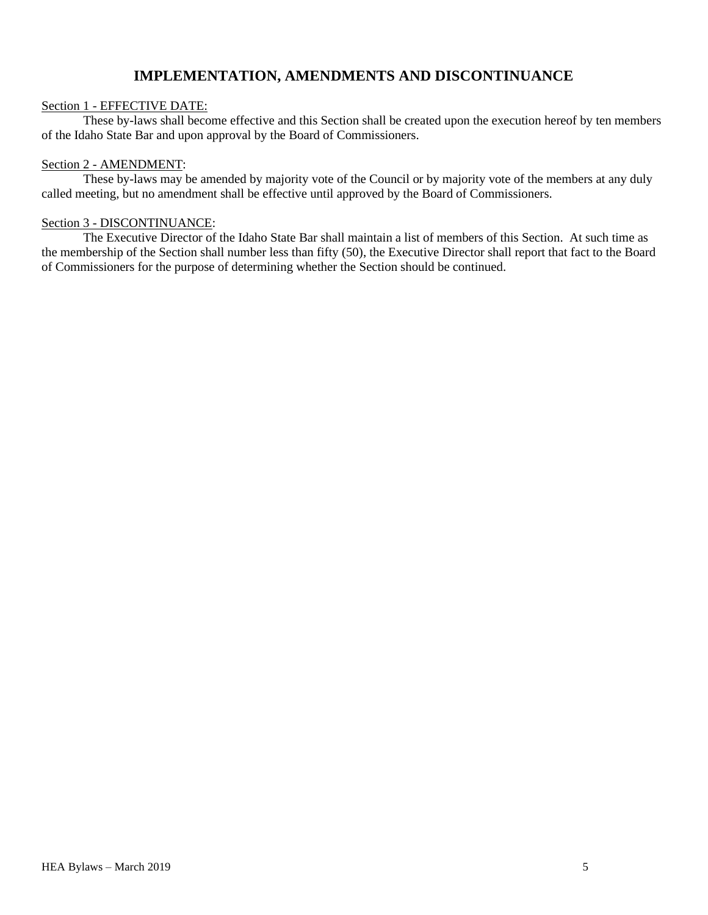## IMPLEMENTATION, AMENDMENTS AND DISCONTINUANCE

Section 1 - EFFECTIVE DATE:

These by-laws shall become effective and this Section shall be created upon the execution hereof by ten members of the Idaho State Bar and upon approval by the Board of Commissioners.

Section 2 - AMENDMENT:

These by-laws may be amended by majority vote of the Council or by majority vote of the members at any duly called meeting, but no amendment shall be effective until approved by the Board of Commissioners.

Section 3 - DISCONTINUANCE:

The Executive Director of the Idaho State Bar shall maintain a list of members of this Section. At such time as the membership of the Section shall number less than fifty (50), the Executive Director shall report that fact to the Board of Commissioners for the purpose of determining whether the Section should be continued.